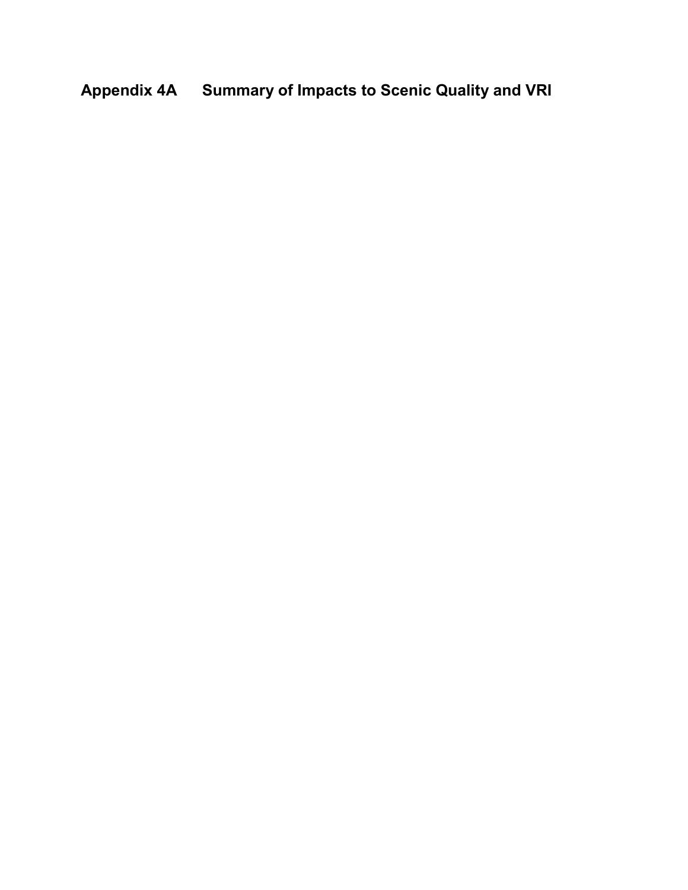# Appendix 4A Summary of Impacts to Scenic Quality and VRI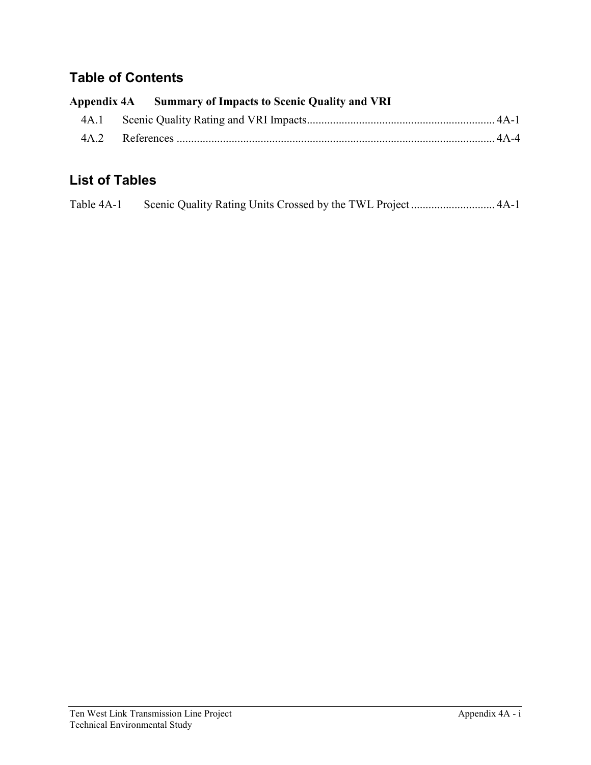## Table of Contents

**Appendix 4A Summary of Impacts to Scenic Quality and VRI**

4A.1 Scenic Quality Rating and VRI Impacts ................................................................ 4A-1

4A.2 References ............................................................................................................. 4A-4

## List of Tables

Table 4A-1 Scenic Quality Rating Units Crossed by the TWL Project ............................ 4A-1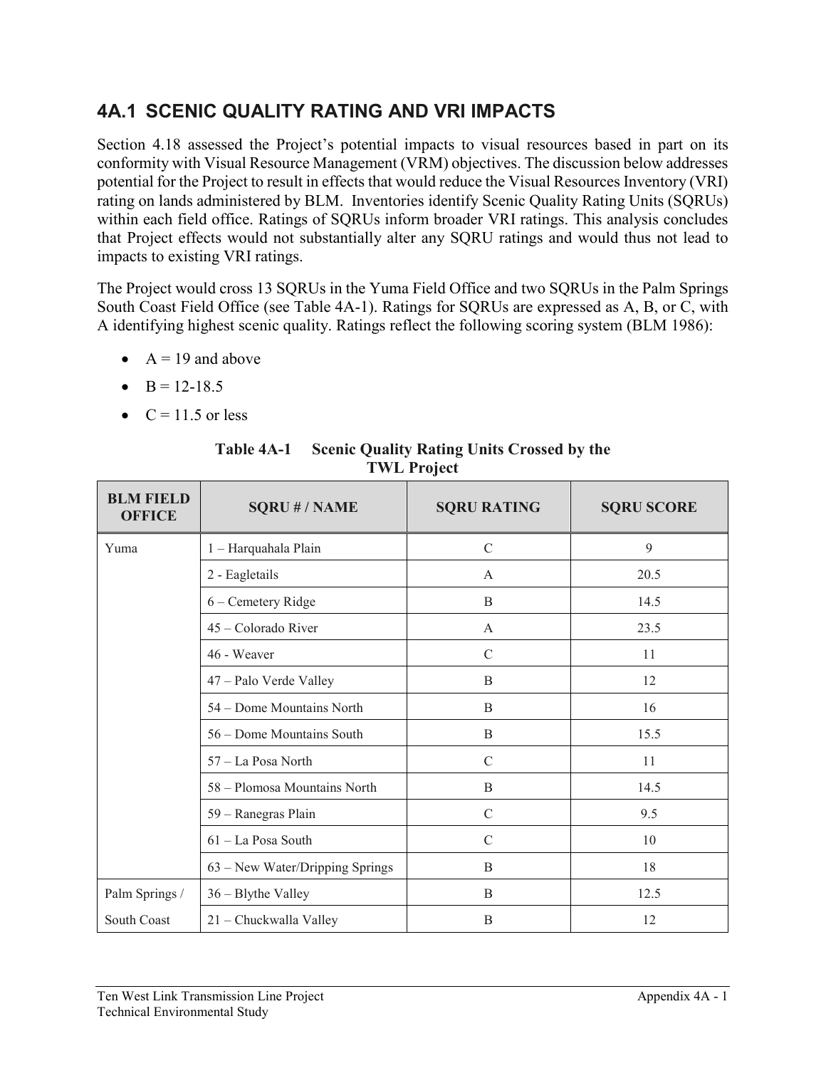## 4A.1 SCENIC QUALITY RATING AND VRI IMPACTS

Section 4.18 assessed the Project's potential impacts to visual resources based in part on its conformity with Visual Resource Management (VRM) objectives. The discussion below addresses potential for the Project to result in effects that would reduce the Visual Resources Inventory (VRI) rating on lands administered by BLM. Inventories identify Scenic Quality Rating Units (SQRUs) within each field office. Ratings of SQRUs inform broader VRI ratings. This analysis concludes that Project effects would not substantially alter any SQRU ratings and would thus not lead to impacts to existing VRI ratings.

The Project would cross 13 SQRUs in the Yuma Field Office and two SQRUs in the Palm Springs South Coast Field Office (see Table 4A-1). Ratings for SQRUs are expressed as A, B, or C, with A identifying highest scenic quality. Ratings reflect the following scoring system (BLM 1986):

- A = 19 and above
- B = 12-18.5
- C = 11.5 or less

**Table 4A-1 Scenic Quality Rating Units Crossed by the TWL Project**

| BLM FIELD OFFICE | SQRU # / NAME | SQRU RATING | SQRU SCORE |
|---|---|---|---|
| Yuma | 1 – Harquahala Plain | C | 9 |
| | 2 - Eagletails | A | 20.5 |
| | 6 – Cemetery Ridge | B | 14.5 |
| | 45 – Colorado River | A | 23.5 |
| | 46 - Weaver | C | 11 |
| | 47 – Palo Verde Valley | B | 12 |
| | 54 – Dome Mountains North | B | 16 |
| | 56 – Dome Mountains South | B | 15.5 |
| | 57 – La Posa North | C | 11 |
| | 58 – Plomosa Mountains North | B | 14.5 |
| | 59 – Ranegras Plain | C | 9.5 |
| | 61 – La Posa South | C | 10 |
| | 63 – New Water/Dripping Springs | B | 18 |
| Palm Springs / South Coast | 36 – Blythe Valley | B | 12.5 |
| | 21 – Chuckwalla Valley | B | 12 |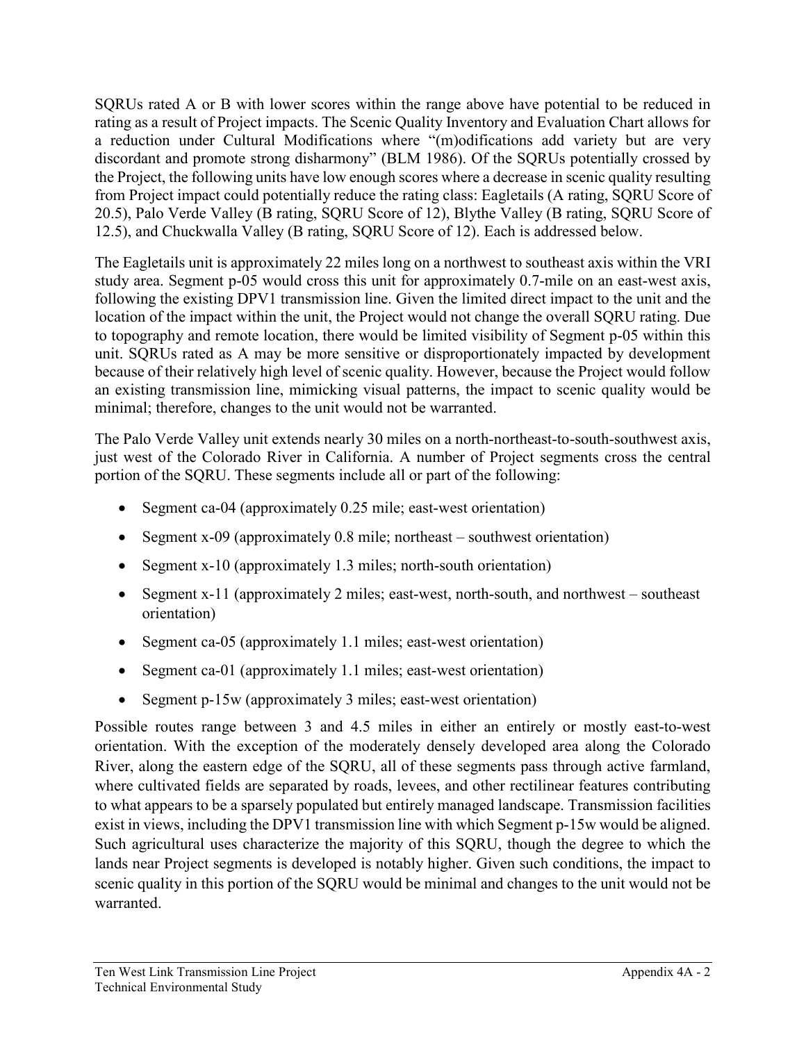SQRUs rated A or B with lower scores within the range above have potential to be reduced in rating as a result of Project impacts. The Scenic Quality Inventory and Evaluation Chart allows for a reduction under Cultural Modifications where "(m)odifications add variety but are very discordant and promote strong disharmony" (BLM 1986). Of the SQRUs potentially crossed by the Project, the following units have low enough scores where a decrease in scenic quality resulting from Project impact could potentially reduce the rating class: Eagletails (A rating, SQRU Score of 20.5), Palo Verde Valley (B rating, SQRU Score of 12), Blythe Valley (B rating, SQRU Score of 12.5), and Chuckwalla Valley (B rating, SQRU Score of 12). Each is addressed below.

The Eagletails unit is approximately 22 miles long on a northwest to southeast axis within the VRI study area. Segment p-05 would cross this unit for approximately 0.7-mile on an east-west axis, following the existing DPV1 transmission line. Given the limited direct impact to the unit and the location of the impact within the unit, the Project would not change the overall SQRU rating. Due to topography and remote location, there would be limited visibility of Segment p-05 within this unit. SQRUs rated as A may be more sensitive or disproportionately impacted by development because of their relatively high level of scenic quality. However, because the Project would follow an existing transmission line, mimicking visual patterns, the impact to scenic quality would be minimal; therefore, changes to the unit would not be warranted.

The Palo Verde Valley unit extends nearly 30 miles on a north-northeast-to-south-southwest axis, just west of the Colorado River in California. A number of Project segments cross the central portion of the SQRU. These segments include all or part of the following:

- Segment ca-04 (approximately 0.25 mile; east-west orientation)
- Segment x-09 (approximately 0.8 mile; northeast – southwest orientation)
- Segment x-10 (approximately 1.3 miles; north-south orientation)
- Segment x-11 (approximately 2 miles; east-west, north-south, and northwest – southeast orientation)
- Segment ca-05 (approximately 1.1 miles; east-west orientation)
- Segment ca-01 (approximately 1.1 miles; east-west orientation)
- Segment p-15w (approximately 3 miles; east-west orientation)

Possible routes range between 3 and 4.5 miles in either an entirely or mostly east-to-west orientation. With the exception of the moderately densely developed area along the Colorado River, along the eastern edge of the SQRU, all of these segments pass through active farmland, where cultivated fields are separated by roads, levees, and other rectilinear features contributing to what appears to be a sparsely populated but entirely managed landscape. Transmission facilities exist in views, including the DPV1 transmission line with which Segment p-15w would be aligned. Such agricultural uses characterize the majority of this SQRU, though the degree to which the lands near Project segments is developed is notably higher. Given such conditions, the impact to scenic quality in this portion of the SQRU would be minimal and changes to the unit would not be warranted.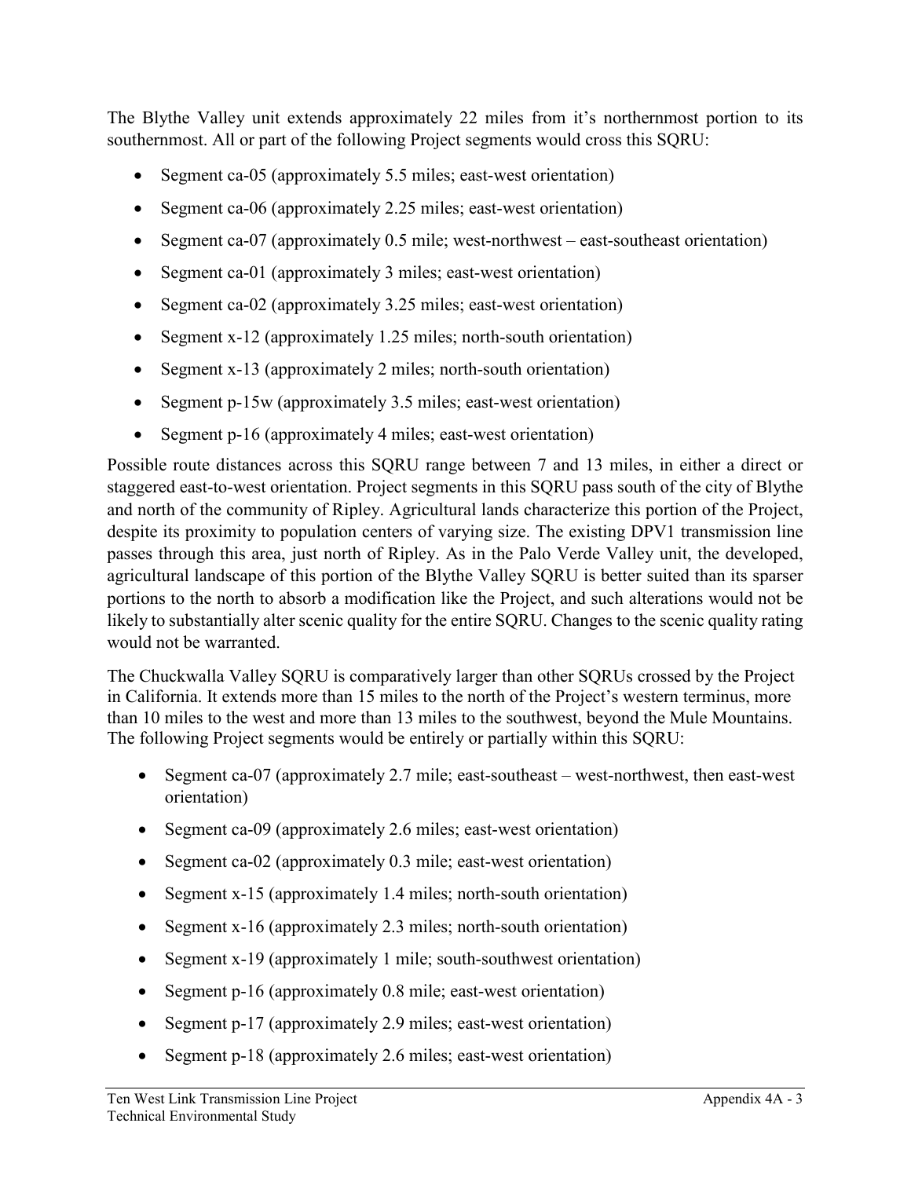The Blythe Valley unit extends approximately 22 miles from it's northernmost portion to its southernmost. All or part of the following Project segments would cross this SQRU:

- Segment ca-05 (approximately 5.5 miles; east-west orientation)
- Segment ca-06 (approximately 2.25 miles; east-west orientation)
- Segment ca-07 (approximately 0.5 mile; west-northwest – east-southeast orientation)
- Segment ca-01 (approximately 3 miles; east-west orientation)
- Segment ca-02 (approximately 3.25 miles; east-west orientation)
- Segment x-12 (approximately 1.25 miles; north-south orientation)
- Segment x-13 (approximately 2 miles; north-south orientation)
- Segment p-15w (approximately 3.5 miles; east-west orientation)
- Segment p-16 (approximately 4 miles; east-west orientation)

Possible route distances across this SQRU range between 7 and 13 miles, in either a direct or staggered east-to-west orientation. Project segments in this SQRU pass south of the city of Blythe and north of the community of Ripley. Agricultural lands characterize this portion of the Project, despite its proximity to population centers of varying size. The existing DPV1 transmission line passes through this area, just north of Ripley. As in the Palo Verde Valley unit, the developed, agricultural landscape of this portion of the Blythe Valley SQRU is better suited than its sparser portions to the north to absorb a modification like the Project, and such alterations would not be likely to substantially alter scenic quality for the entire SQRU. Changes to the scenic quality rating would not be warranted.

The Chuckwalla Valley SQRU is comparatively larger than other SQRUs crossed by the Project in California. It extends more than 15 miles to the north of the Project's western terminus, more than 10 miles to the west and more than 13 miles to the southwest, beyond the Mule Mountains. The following Project segments would be entirely or partially within this SQRU:

- Segment ca-07 (approximately 2.7 mile; east-southeast – west-northwest, then east-west orientation)
- Segment ca-09 (approximately 2.6 miles; east-west orientation)
- Segment ca-02 (approximately 0.3 mile; east-west orientation)
- Segment x-15 (approximately 1.4 miles; north-south orientation)
- Segment x-16 (approximately 2.3 miles; north-south orientation)
- Segment x-19 (approximately 1 mile; south-southwest orientation)
- Segment p-16 (approximately 0.8 mile; east-west orientation)
- Segment p-17 (approximately 2.9 miles; east-west orientation)
- Segment p-18 (approximately 2.6 miles; east-west orientation)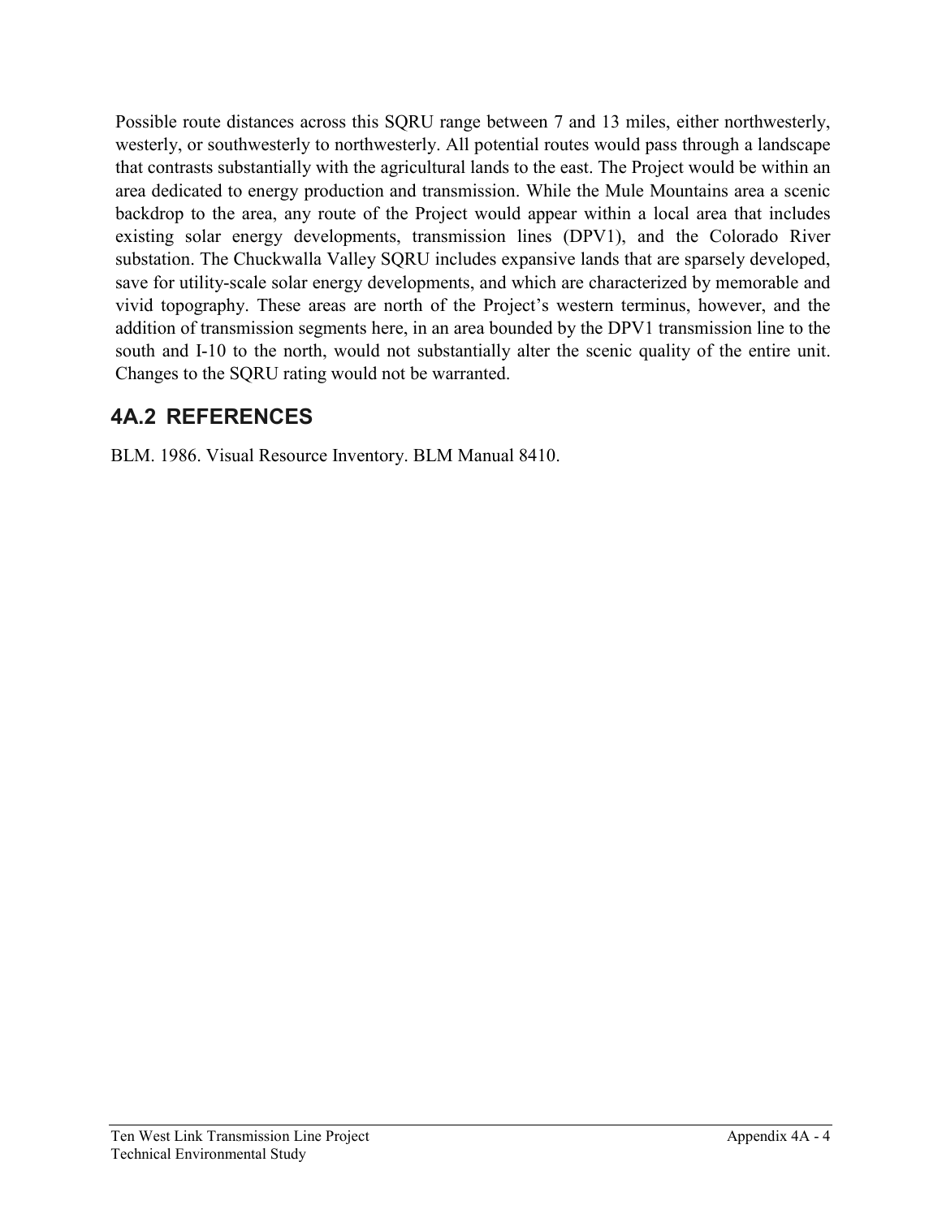Possible route distances across this SQRU range between 7 and 13 miles, either northwesterly, westerly, or southwesterly to northwesterly. All potential routes would pass through a landscape that contrasts substantially with the agricultural lands to the east. The Project would be within an area dedicated to energy production and transmission. While the Mule Mountains area a scenic backdrop to the area, any route of the Project would appear within a local area that includes existing solar energy developments, transmission lines (DPV1), and the Colorado River substation. The Chuckwalla Valley SQRU includes expansive lands that are sparsely developed, save for utility-scale solar energy developments, and which are characterized by memorable and vivid topography. These areas are north of the Project's western terminus, however, and the addition of transmission segments here, in an area bounded by the DPV1 transmission line to the south and I-10 to the north, would not substantially alter the scenic quality of the entire unit. Changes to the SQRU rating would not be warranted.

## 4A.2 REFERENCES

BLM. 1986. Visual Resource Inventory. BLM Manual 8410.